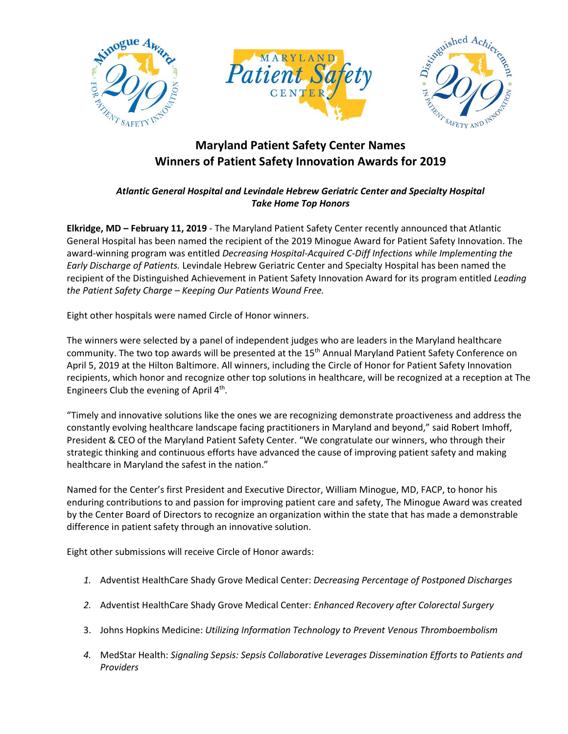# Maryland Patient Safety Center Names Winners of Patient Safety Innovation Awards for 2019

***Atlantic General Hospital and Levindale Hebrew Geriatric Center and Specialty Hospital Take Home Top Honors***

**Elkridge, MD – February 11, 2019** - The Maryland Patient Safety Center recently announced that Atlantic General Hospital has been named the recipient of the 2019 Minogue Award for Patient Safety Innovation. The award-winning program was entitled *Decreasing Hospital-Acquired C-Diff Infections while Implementing the Early Discharge of Patients.* Levindale Hebrew Geriatric Center and Specialty Hospital has been named the recipient of the Distinguished Achievement in Patient Safety Innovation Award for its program entitled *Leading the Patient Safety Charge – Keeping Our Patients Wound Free.*

Eight other hospitals were named Circle of Honor winners.

The winners were selected by a panel of independent judges who are leaders in the Maryland healthcare community. The two top awards will be presented at the 15th Annual Maryland Patient Safety Conference on April 5, 2019 at the Hilton Baltimore. All winners, including the Circle of Honor for Patient Safety Innovation recipients, which honor and recognize other top solutions in healthcare, will be recognized at a reception at The Engineers Club the evening of April 4th.

"Timely and innovative solutions like the ones we are recognizing demonstrate proactiveness and address the constantly evolving healthcare landscape facing practitioners in Maryland and beyond," said Robert Imhoff, President & CEO of the Maryland Patient Safety Center. "We congratulate our winners, who through their strategic thinking and continuous efforts have advanced the cause of improving patient safety and making healthcare in Maryland the safest in the nation."

Named for the Center's first President and Executive Director, William Minogue, MD, FACP, to honor his enduring contributions to and passion for improving patient care and safety, The Minogue Award was created by the Center Board of Directors to recognize an organization within the state that has made a demonstrable difference in patient safety through an innovative solution.

Eight other submissions will receive Circle of Honor awards:

1. Adventist HealthCare Shady Grove Medical Center: *Decreasing Percentage of Postponed Discharges*
2. Adventist HealthCare Shady Grove Medical Center: *Enhanced Recovery after Colorectal Surgery*
3. Johns Hopkins Medicine: *Utilizing Information Technology to Prevent Venous Thromboembolism*
4. MedStar Health: *Signaling Sepsis: Sepsis Collaborative Leverages Dissemination Efforts to Patients and Providers*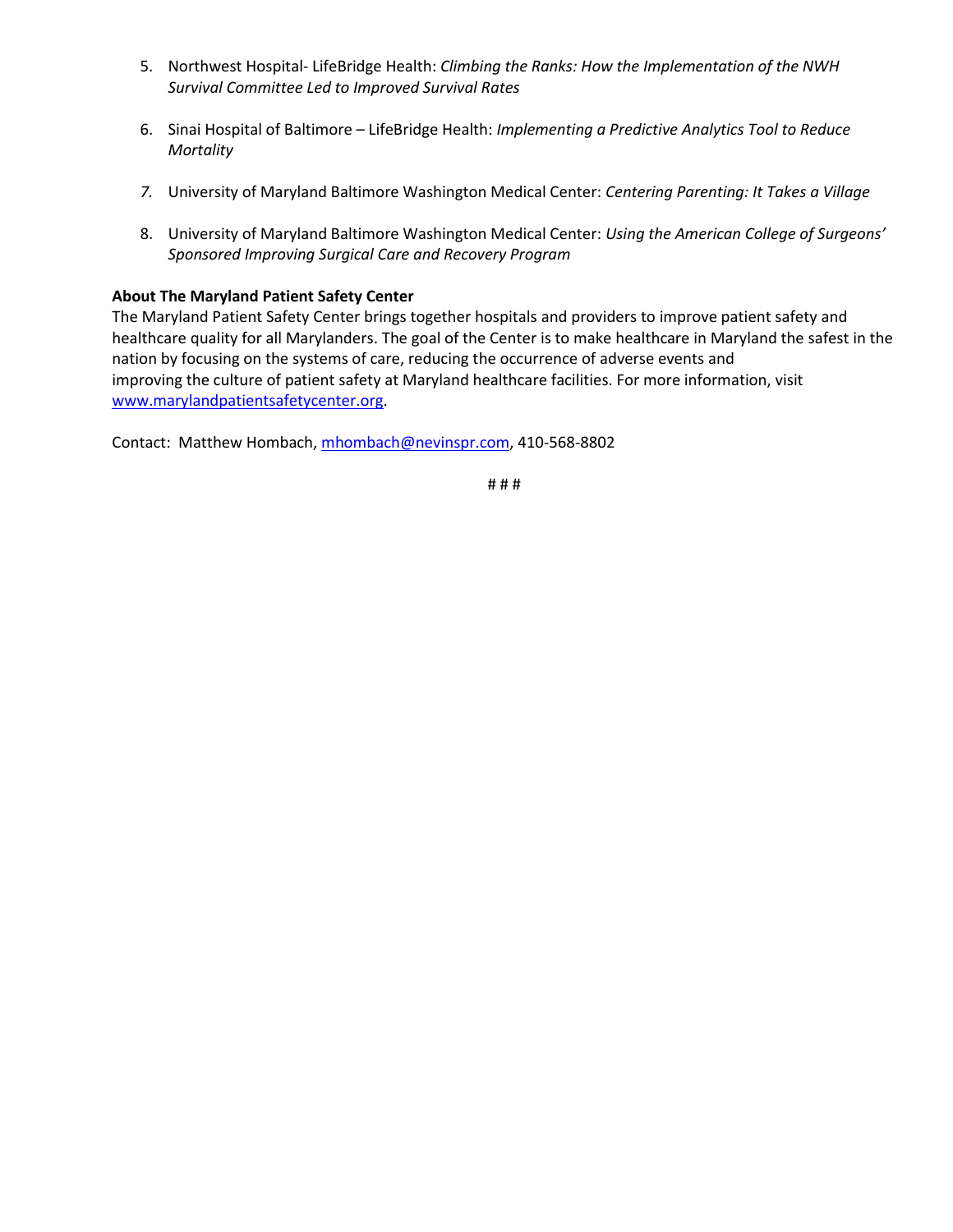5. Northwest Hospital- LifeBridge Health: *Climbing the Ranks: How the Implementation of the NWH Survival Committee Led to Improved Survival Rates*

6. Sinai Hospital of Baltimore – LifeBridge Health: *Implementing a Predictive Analytics Tool to Reduce Mortality*

7. University of Maryland Baltimore Washington Medical Center: *Centering Parenting: It Takes a Village*

8. University of Maryland Baltimore Washington Medical Center: *Using the American College of Surgeons' Sponsored Improving Surgical Care and Recovery Program*

**About The Maryland Patient Safety Center**

The Maryland Patient Safety Center brings together hospitals and providers to improve patient safety and healthcare quality for all Marylanders. The goal of the Center is to make healthcare in Maryland the safest in the nation by focusing on the systems of care, reducing the occurrence of adverse events and improving the culture of patient safety at Maryland healthcare facilities. For more information, visit www.marylandpatientsafetycenter.org.

Contact: Matthew Hombach, mhombach@nevinspr.com, 410-568-8802

# # #